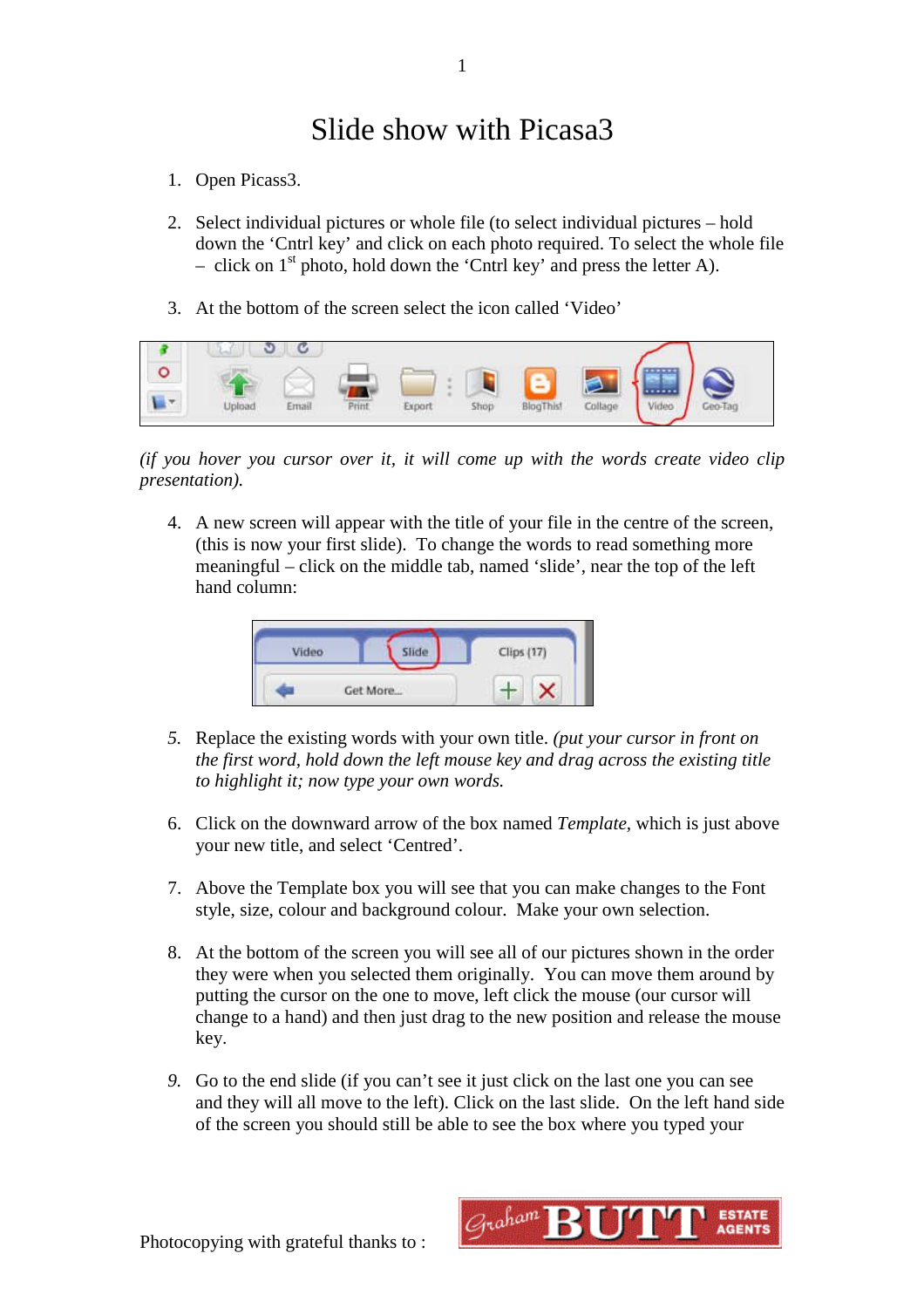# Slide show with Picasa3

1. Open Picass3.

2. Select individual pictures or whole file (to select individual pictures – hold down the 'Cntrl key' and click on each photo required. To select the whole file – click on 1st photo, hold down the 'Cntrl key' and press the letter A).

3. At the bottom of the screen select the icon called 'Video'

*(if you hover you cursor over it, it will come up with the words create video clip presentation).*

4. A new screen will appear with the title of your file in the centre of the screen, (this is now your first slide). To change the words to read something more meaningful – click on the middle tab, named 'slide', near the top of the left hand column:

5. Replace the existing words with your own title. *(put your cursor in front on the first word, hold down the left mouse key and drag across the existing title to highlight it; now type your own words.*

6. Click on the downward arrow of the box named *Template*, which is just above your new title, and select 'Centred'.

7. Above the Template box you will see that you can make changes to the Font style, size, colour and background colour. Make your own selection.

8. At the bottom of the screen you will see all of our pictures shown in the order they were when you selected them originally. You can move them around by putting the cursor on the one to move, left click the mouse (our cursor will change to a hand) and then just drag to the new position and release the mouse key.

9. Go to the end slide (if you can't see it just click on the last one you can see and they will all move to the left). Click on the last slide. On the left hand side of the screen you should still be able to see the box where you typed your

Photocopying with grateful thanks to :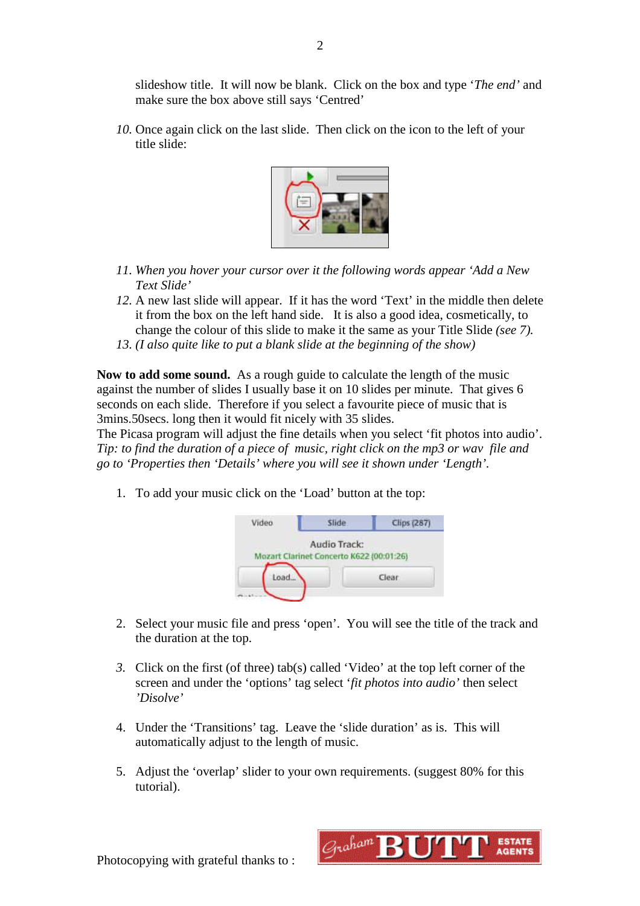slideshow title. It will now be blank. Click on the box and type '*The end'* and make sure the box above still says 'Centred'

10. Once again click on the last slide. Then click on the icon to the left of your title slide:

11. *When you hover your cursor over it the following words appear 'Add a New Text Slide'*
12. A new last slide will appear. If it has the word 'Text' in the middle then delete it from the box on the left hand side. It is also a good idea, cosmetically, to change the colour of this slide to make it the same as your Title Slide *(see 7).*
13. *(I also quite like to put a blank slide at the beginning of the show)*

**Now to add some sound.** As a rough guide to calculate the length of the music against the number of slides I usually base it on 10 slides per minute. That gives 6 seconds on each slide. Therefore if you select a favourite piece of music that is 3mins.50secs. long then it would fit nicely with 35 slides.
The Picasa program will adjust the fine details when you select 'fit photos into audio'. *Tip: to find the duration of a piece of music, right click on the mp3 or wav file and go to 'Properties then 'Details' where you will see it shown under 'Length'.*

1. To add your music click on the 'Load' button at the top:

2. Select your music file and press 'open'. You will see the title of the track and the duration at the top.

3. Click on the first (of three) tab(s) called 'Video' at the top left corner of the screen and under the 'options' tag select '*fit photos into audio'* then select *'Disolve'*

4. Under the 'Transitions' tag. Leave the 'slide duration' as is. This will automatically adjust to the length of music.

5. Adjust the 'overlap' slider to your own requirements. (suggest 80% for this tutorial).

Photocopying with grateful thanks to :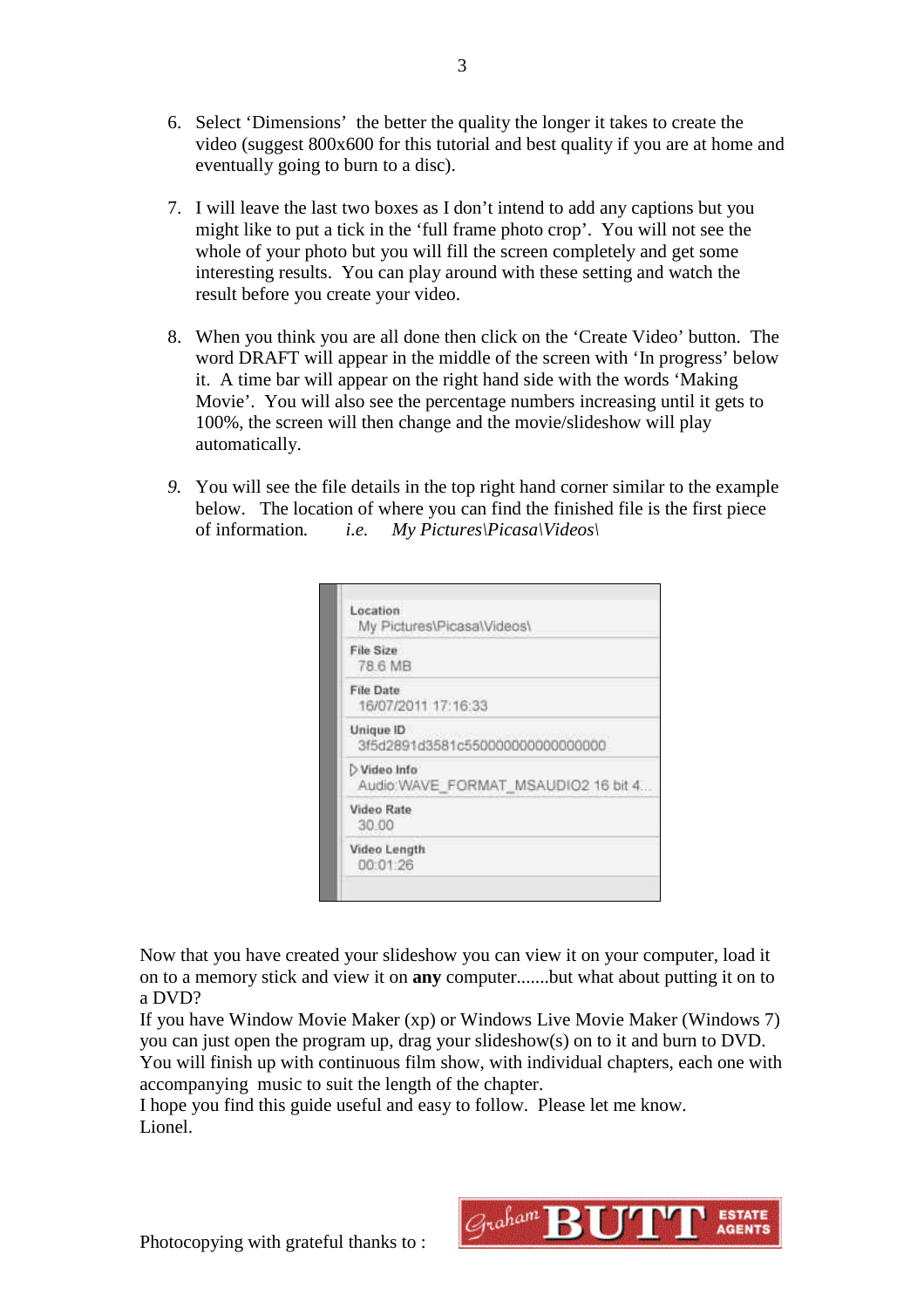6. Select 'Dimensions' the better the quality the longer it takes to create the video (suggest 800x600 for this tutorial and best quality if you are at home and eventually going to burn to a disc).

7. I will leave the last two boxes as I don't intend to add any captions but you might like to put a tick in the 'full frame photo crop'. You will not see the whole of your photo but you will fill the screen completely and get some interesting results. You can play around with these setting and watch the result before you create your video.

8. When you think you are all done then click on the 'Create Video' button. The word DRAFT will appear in the middle of the screen with 'In progress' below it. A time bar will appear on the right hand side with the words 'Making Movie'. You will also see the percentage numbers increasing until it gets to 100%, the screen will then change and the movie/slideshow will play automatically.

9. You will see the file details in the top right hand corner similar to the example below. The location of where you can find the finished file is the first piece of information. *i.e. My Pictures\Picasa\Videos\*

Location
My Pictures\Picasa\Videos\
File Size
78.6 MB
File Date
16/07/2011 17:16:33
Unique ID
3f5d2891d3581c550000000000000000
▷ Video Info
Audio:WAVE_FORMAT_MSAUDIO2 16 bit 4...
Video Rate
30.00
Video Length
00:01:26

Now that you have created your slideshow you can view it on your computer, load it on to a memory stick and view it on **any** computer.......but what about putting it on to a DVD?
If you have Window Movie Maker (xp) or Windows Live Movie Maker (Windows 7) you can just open the program up, drag your slideshow(s) on to it and burn to DVD. You will finish up with continuous film show, with individual chapters, each one with accompanying music to suit the length of the chapter.
I hope you find this guide useful and easy to follow. Please let me know.
Lionel.

Photocopying with grateful thanks to : Graham BUTT ESTATE AGENTS